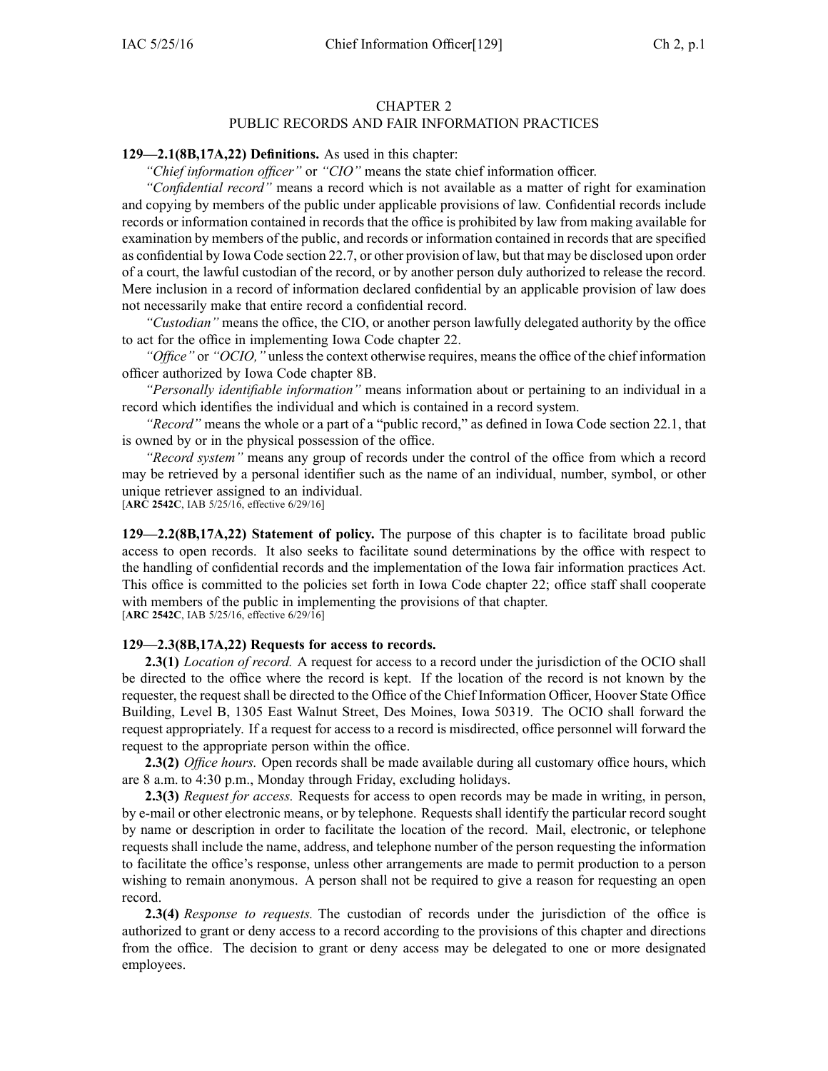# CHAPTER 2
## PUBLIC RECORDS AND FAIR INFORMATION PRACTICES

**129—2.1(8B,17A,22) Definitions.** As used in this chapter:

*"Chief information officer"* or *"CIO"* means the state chief information officer.

*"Confidential record"* means a record which is not available as a matter of right for examination and copying by members of the public under applicable provisions of law. Confidential records include records or information contained in records that the office is prohibited by law from making available for examination by members of the public, and records or information contained in records that are specified as confidential by Iowa Code section 22.7, or other provision of law, but that may be disclosed upon order of a court, the lawful custodian of the record, or by another person duly authorized to release the record. Mere inclusion in a record of information declared confidential by an applicable provision of law does not necessarily make that entire record a confidential record.

*"Custodian"* means the office, the CIO, or another person lawfully delegated authority by the office to act for the office in implementing Iowa Code chapter 22.

*"Office"* or *"OCIO,"* unless the context otherwise requires, means the office of the chief information officer authorized by Iowa Code chapter 8B.

*"Personally identifiable information"* means information about or pertaining to an individual in a record which identifies the individual and which is contained in a record system.

*"Record"* means the whole or a part of a "public record," as defined in Iowa Code section 22.1, that is owned by or in the physical possession of the office.

*"Record system"* means any group of records under the control of the office from which a record may be retrieved by a personal identifier such as the name of an individual, number, symbol, or other unique retriever assigned to an individual.

[**ARC 2542C**, IAB 5/25/16, effective 6/29/16]

**129—2.2(8B,17A,22) Statement of policy.** The purpose of this chapter is to facilitate broad public access to open records. It also seeks to facilitate sound determinations by the office with respect to the handling of confidential records and the implementation of the Iowa fair information practices Act. This office is committed to the policies set forth in Iowa Code chapter 22; office staff shall cooperate with members of the public in implementing the provisions of that chapter.

[**ARC 2542C**, IAB 5/25/16, effective 6/29/16]

**129—2.3(8B,17A,22) Requests for access to records.**

**2.3(1)** *Location of record.* A request for access to a record under the jurisdiction of the OCIO shall be directed to the office where the record is kept. If the location of the record is not known by the requester, the request shall be directed to the Office of the Chief Information Officer, Hoover State Office Building, Level B, 1305 East Walnut Street, Des Moines, Iowa 50319. The OCIO shall forward the request appropriately. If a request for access to a record is misdirected, office personnel will forward the request to the appropriate person within the office.

**2.3(2)** *Office hours.* Open records shall be made available during all customary office hours, which are 8 a.m. to 4:30 p.m., Monday through Friday, excluding holidays.

**2.3(3)** *Request for access.* Requests for access to open records may be made in writing, in person, by e-mail or other electronic means, or by telephone. Requests shall identify the particular record sought by name or description in order to facilitate the location of the record. Mail, electronic, or telephone requests shall include the name, address, and telephone number of the person requesting the information to facilitate the office's response, unless other arrangements are made to permit production to a person wishing to remain anonymous. A person shall not be required to give a reason for requesting an open record.

**2.3(4)** *Response to requests.* The custodian of records under the jurisdiction of the office is authorized to grant or deny access to a record according to the provisions of this chapter and directions from the office. The decision to grant or deny access may be delegated to one or more designated employees.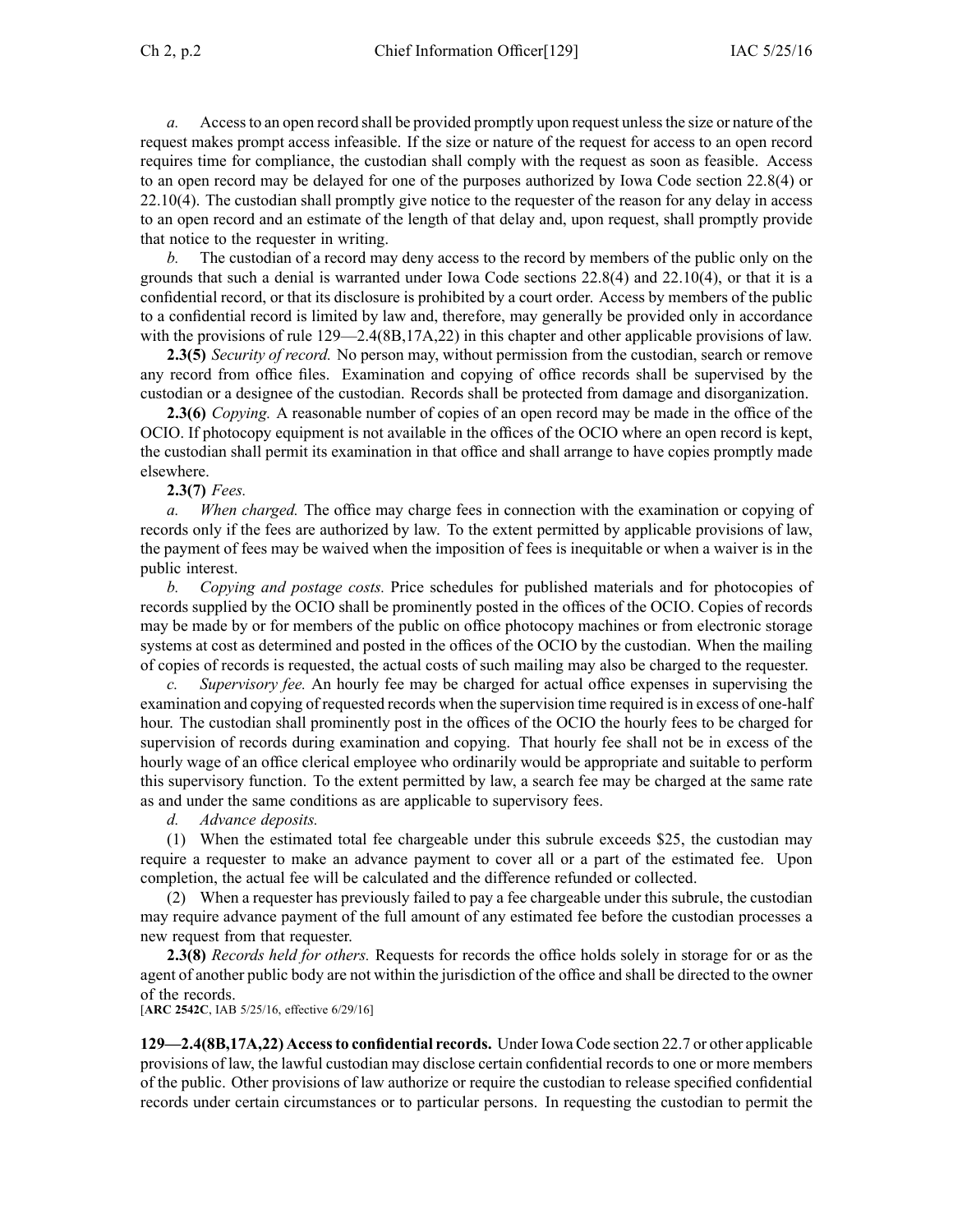*a.* Access to an open record shall be provided promptly upon request unless the size or nature of the request makes prompt access infeasible. If the size or nature of the request for access to an open record requires time for compliance, the custodian shall comply with the request as soon as feasible. Access to an open record may be delayed for one of the purposes authorized by Iowa Code section 22.8(4) or 22.10(4). The custodian shall promptly give notice to the requester of the reason for any delay in access to an open record and an estimate of the length of that delay and, upon request, shall promptly provide that notice to the requester in writing.

*b.* The custodian of a record may deny access to the record by members of the public only on the grounds that such a denial is warranted under Iowa Code sections 22.8(4) and 22.10(4), or that it is a confidential record, or that its disclosure is prohibited by a court order. Access by members of the public to a confidential record is limited by law and, therefore, may generally be provided only in accordance with the provisions of rule 129—2.4(8B,17A,22) in this chapter and other applicable provisions of law.

**2.3(5)** *Security of record.* No person may, without permission from the custodian, search or remove any record from office files. Examination and copying of office records shall be supervised by the custodian or a designee of the custodian. Records shall be protected from damage and disorganization.

**2.3(6)** *Copying.* A reasonable number of copies of an open record may be made in the office of the OCIO. If photocopy equipment is not available in the offices of the OCIO where an open record is kept, the custodian shall permit its examination in that office and shall arrange to have copies promptly made elsewhere.

**2.3(7)** *Fees.*

*a. When charged.* The office may charge fees in connection with the examination or copying of records only if the fees are authorized by law. To the extent permitted by applicable provisions of law, the payment of fees may be waived when the imposition of fees is inequitable or when a waiver is in the public interest.

*b. Copying and postage costs.* Price schedules for published materials and for photocopies of records supplied by the OCIO shall be prominently posted in the offices of the OCIO. Copies of records may be made by or for members of the public on office photocopy machines or from electronic storage systems at cost as determined and posted in the offices of the OCIO by the custodian. When the mailing of copies of records is requested, the actual costs of such mailing may also be charged to the requester.

*c. Supervisory fee.* An hourly fee may be charged for actual office expenses in supervising the examination and copying of requested records when the supervision time required is in excess of one-half hour. The custodian shall prominently post in the offices of the OCIO the hourly fees to be charged for supervision of records during examination and copying. That hourly fee shall not be in excess of the hourly wage of an office clerical employee who ordinarily would be appropriate and suitable to perform this supervisory function. To the extent permitted by law, a search fee may be charged at the same rate as and under the same conditions as are applicable to supervisory fees.

*d. Advance deposits.*

(1) When the estimated total fee chargeable under this subrule exceeds $25, the custodian may require a requester to make an advance payment to cover all or a part of the estimated fee. Upon completion, the actual fee will be calculated and the difference refunded or collected.

(2) When a requester has previously failed to pay a fee chargeable under this subrule, the custodian may require advance payment of the full amount of any estimated fee before the custodian processes a new request from that requester.

**2.3(8)** *Records held for others.* Requests for records the office holds solely in storage for or as the agent of another public body are not within the jurisdiction of the office and shall be directed to the owner of the records.

[**ARC 2542C**, IAB 5/25/16, effective 6/29/16]

**129—2.4(8B,17A,22) Access to confidential records.** Under Iowa Code section 22.7 or other applicable provisions of law, the lawful custodian may disclose certain confidential records to one or more members of the public. Other provisions of law authorize or require the custodian to release specified confidential records under certain circumstances or to particular persons. In requesting the custodian to permit the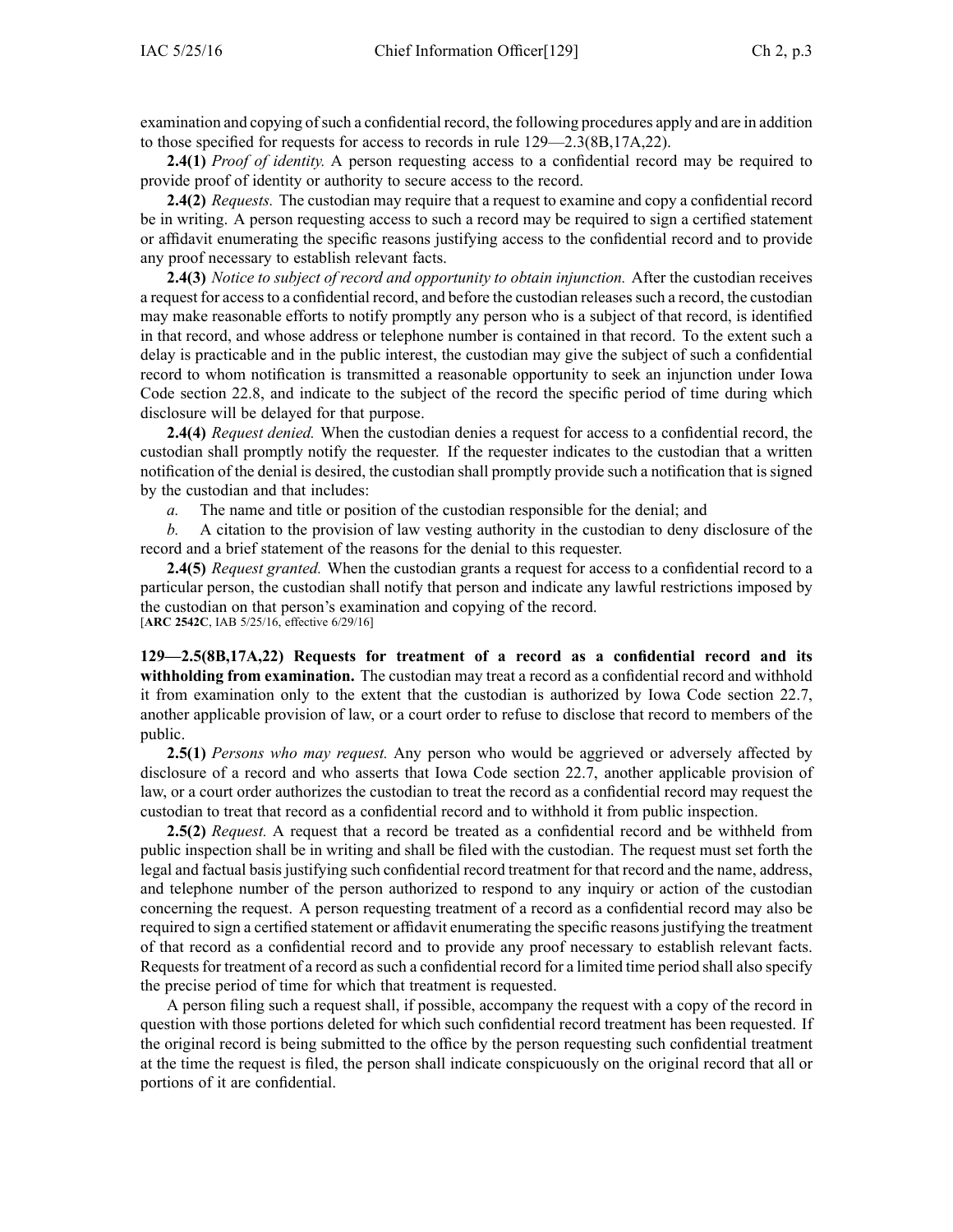examination and copying of such a confidential record, the following procedures apply and are in addition to those specified for requests for access to records in rule 129—2.3(8B,17A,22).

**2.4(1)** *Proof of identity.* A person requesting access to a confidential record may be required to provide proof of identity or authority to secure access to the record.

**2.4(2)** *Requests.* The custodian may require that a request to examine and copy a confidential record be in writing. A person requesting access to such a record may be required to sign a certified statement or affidavit enumerating the specific reasons justifying access to the confidential record and to provide any proof necessary to establish relevant facts.

**2.4(3)** *Notice to subject of record and opportunity to obtain injunction.* After the custodian receives a request for access to a confidential record, and before the custodian releases such a record, the custodian may make reasonable efforts to notify promptly any person who is a subject of that record, is identified in that record, and whose address or telephone number is contained in that record. To the extent such a delay is practicable and in the public interest, the custodian may give the subject of such a confidential record to whom notification is transmitted a reasonable opportunity to seek an injunction under Iowa Code section 22.8, and indicate to the subject of the record the specific period of time during which disclosure will be delayed for that purpose.

**2.4(4)** *Request denied.* When the custodian denies a request for access to a confidential record, the custodian shall promptly notify the requester. If the requester indicates to the custodian that a written notification of the denial is desired, the custodian shall promptly provide such a notification that is signed by the custodian and that includes:

*a.* The name and title or position of the custodian responsible for the denial; and

*b.* A citation to the provision of law vesting authority in the custodian to deny disclosure of the record and a brief statement of the reasons for the denial to this requester.

**2.4(5)** *Request granted.* When the custodian grants a request for access to a confidential record to a particular person, the custodian shall notify that person and indicate any lawful restrictions imposed by the custodian on that person's examination and copying of the record.

[**ARC 2542C**, IAB 5/25/16, effective 6/29/16]

**129—2.5(8B,17A,22) Requests for treatment of a record as a confidential record and its withholding from examination.** The custodian may treat a record as a confidential record and withhold it from examination only to the extent that the custodian is authorized by Iowa Code section 22.7, another applicable provision of law, or a court order to refuse to disclose that record to members of the public.

**2.5(1)** *Persons who may request.* Any person who would be aggrieved or adversely affected by disclosure of a record and who asserts that Iowa Code section 22.7, another applicable provision of law, or a court order authorizes the custodian to treat the record as a confidential record may request the custodian to treat that record as a confidential record and to withhold it from public inspection.

**2.5(2)** *Request.* A request that a record be treated as a confidential record and be withheld from public inspection shall be in writing and shall be filed with the custodian. The request must set forth the legal and factual basis justifying such confidential record treatment for that record and the name, address, and telephone number of the person authorized to respond to any inquiry or action of the custodian concerning the request. A person requesting treatment of a record as a confidential record may also be required to sign a certified statement or affidavit enumerating the specific reasons justifying the treatment of that record as a confidential record and to provide any proof necessary to establish relevant facts. Requests for treatment of a record as such a confidential record for a limited time period shall also specify the precise period of time for which that treatment is requested.

A person filing such a request shall, if possible, accompany the request with a copy of the record in question with those portions deleted for which such confidential record treatment has been requested. If the original record is being submitted to the office by the person requesting such confidential treatment at the time the request is filed, the person shall indicate conspicuously on the original record that all or portions of it are confidential.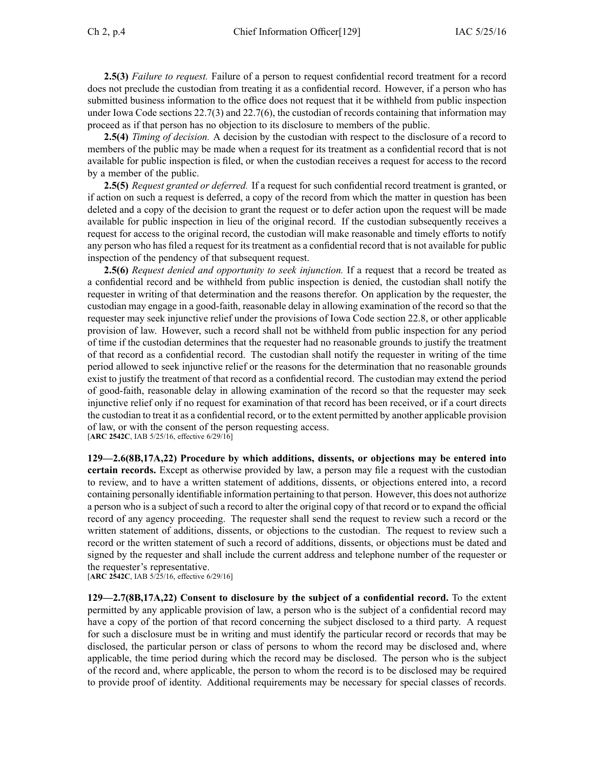**2.5(3)** *Failure to request.* Failure of a person to request confidential record treatment for a record does not preclude the custodian from treating it as a confidential record. However, if a person who has submitted business information to the office does not request that it be withheld from public inspection under Iowa Code sections 22.7(3) and 22.7(6), the custodian of records containing that information may proceed as if that person has no objection to its disclosure to members of the public.

**2.5(4)** *Timing of decision.* A decision by the custodian with respect to the disclosure of a record to members of the public may be made when a request for its treatment as a confidential record that is not available for public inspection is filed, or when the custodian receives a request for access to the record by a member of the public.

**2.5(5)** *Request granted or deferred.* If a request for such confidential record treatment is granted, or if action on such a request is deferred, a copy of the record from which the matter in question has been deleted and a copy of the decision to grant the request or to defer action upon the request will be made available for public inspection in lieu of the original record. If the custodian subsequently receives a request for access to the original record, the custodian will make reasonable and timely efforts to notify any person who has filed a request for its treatment as a confidential record that is not available for public inspection of the pendency of that subsequent request.

**2.5(6)** *Request denied and opportunity to seek injunction.* If a request that a record be treated as a confidential record and be withheld from public inspection is denied, the custodian shall notify the requester in writing of that determination and the reasons therefor. On application by the requester, the custodian may engage in a good-faith, reasonable delay in allowing examination of the record so that the requester may seek injunctive relief under the provisions of Iowa Code section 22.8, or other applicable provision of law. However, such a record shall not be withheld from public inspection for any period of time if the custodian determines that the requester had no reasonable grounds to justify the treatment of that record as a confidential record. The custodian shall notify the requester in writing of the time period allowed to seek injunctive relief or the reasons for the determination that no reasonable grounds exist to justify the treatment of that record as a confidential record. The custodian may extend the period of good-faith, reasonable delay in allowing examination of the record so that the requester may seek injunctive relief only if no request for examination of that record has been received, or if a court directs the custodian to treat it as a confidential record, or to the extent permitted by another applicable provision of law, or with the consent of the person requesting access.
[**ARC 2542C**, IAB 5/25/16, effective 6/29/16]

**129—2.6(8B,17A,22) Procedure by which additions, dissents, or objections may be entered into certain records.** Except as otherwise provided by law, a person may file a request with the custodian to review, and to have a written statement of additions, dissents, or objections entered into, a record containing personally identifiable information pertaining to that person. However, this does not authorize a person who is a subject of such a record to alter the original copy of that record or to expand the official record of any agency proceeding. The requester shall send the request to review such a record or the written statement of additions, dissents, or objections to the custodian. The request to review such a record or the written statement of such a record of additions, dissents, or objections must be dated and signed by the requester and shall include the current address and telephone number of the requester or the requester's representative.
[**ARC 2542C**, IAB 5/25/16, effective 6/29/16]

**129—2.7(8B,17A,22) Consent to disclosure by the subject of a confidential record.** To the extent permitted by any applicable provision of law, a person who is the subject of a confidential record may have a copy of the portion of that record concerning the subject disclosed to a third party. A request for such a disclosure must be in writing and must identify the particular record or records that may be disclosed, the particular person or class of persons to whom the record may be disclosed and, where applicable, the time period during which the record may be disclosed. The person who is the subject of the record and, where applicable, the person to whom the record is to be disclosed may be required to provide proof of identity. Additional requirements may be necessary for special classes of records.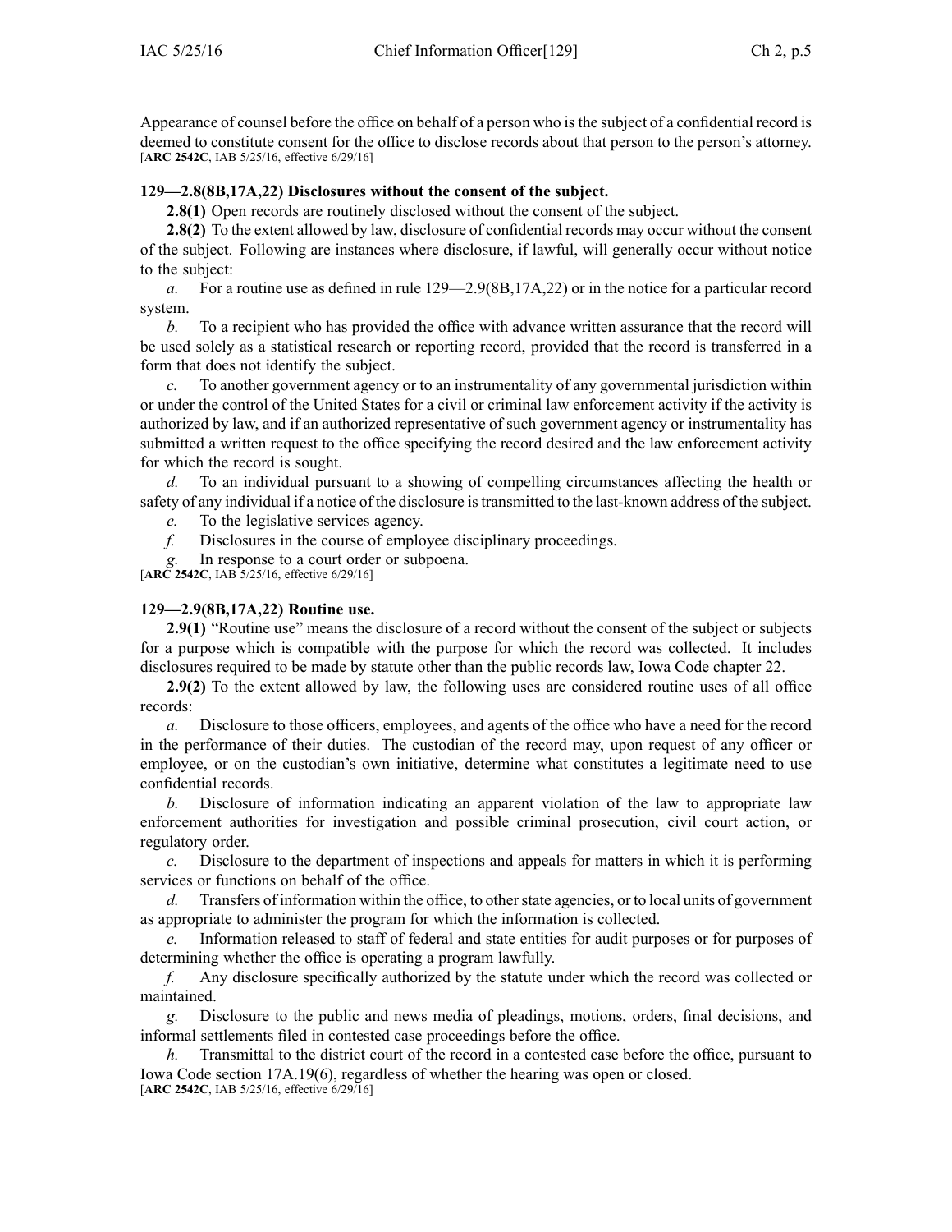Appearance of counsel before the office on behalf of a person who is the subject of a confidential record is deemed to constitute consent for the office to disclose records about that person to the person's attorney.
[**ARC 2542C**, IAB 5/25/16, effective 6/29/16]

### 129—2.8(8B,17A,22) Disclosures without the consent of the subject.

**2.8(1)** Open records are routinely disclosed without the consent of the subject.

**2.8(2)** To the extent allowed by law, disclosure of confidential records may occur without the consent of the subject. Following are instances where disclosure, if lawful, will generally occur without notice to the subject:

*a.* For a routine use as defined in rule 129—2.9(8B,17A,22) or in the notice for a particular record system.

*b.* To a recipient who has provided the office with advance written assurance that the record will be used solely as a statistical research or reporting record, provided that the record is transferred in a form that does not identify the subject.

*c.* To another government agency or to an instrumentality of any governmental jurisdiction within or under the control of the United States for a civil or criminal law enforcement activity if the activity is authorized by law, and if an authorized representative of such government agency or instrumentality has submitted a written request to the office specifying the record desired and the law enforcement activity for which the record is sought.

*d.* To an individual pursuant to a showing of compelling circumstances affecting the health or safety of any individual if a notice of the disclosure is transmitted to the last-known address of the subject.

*e.* To the legislative services agency.

*f.* Disclosures in the course of employee disciplinary proceedings.

*g.* In response to a court order or subpoena.

[**ARC 2542C**, IAB 5/25/16, effective 6/29/16]

### 129—2.9(8B,17A,22) Routine use.

**2.9(1)** "Routine use" means the disclosure of a record without the consent of the subject or subjects for a purpose which is compatible with the purpose for which the record was collected. It includes disclosures required to be made by statute other than the public records law, Iowa Code chapter 22.

**2.9(2)** To the extent allowed by law, the following uses are considered routine uses of all office records:

*a.* Disclosure to those officers, employees, and agents of the office who have a need for the record in the performance of their duties. The custodian of the record may, upon request of any officer or employee, or on the custodian's own initiative, determine what constitutes a legitimate need to use confidential records.

*b.* Disclosure of information indicating an apparent violation of the law to appropriate law enforcement authorities for investigation and possible criminal prosecution, civil court action, or regulatory order.

*c.* Disclosure to the department of inspections and appeals for matters in which it is performing services or functions on behalf of the office.

*d.* Transfers of information within the office, to other state agencies, or to local units of government as appropriate to administer the program for which the information is collected.

*e.* Information released to staff of federal and state entities for audit purposes or for purposes of determining whether the office is operating a program lawfully.

*f.* Any disclosure specifically authorized by the statute under which the record was collected or maintained.

*g.* Disclosure to the public and news media of pleadings, motions, orders, final decisions, and informal settlements filed in contested case proceedings before the office.

*h.* Transmittal to the district court of the record in a contested case before the office, pursuant to Iowa Code section 17A.19(6), regardless of whether the hearing was open or closed.

[**ARC 2542C**, IAB 5/25/16, effective 6/29/16]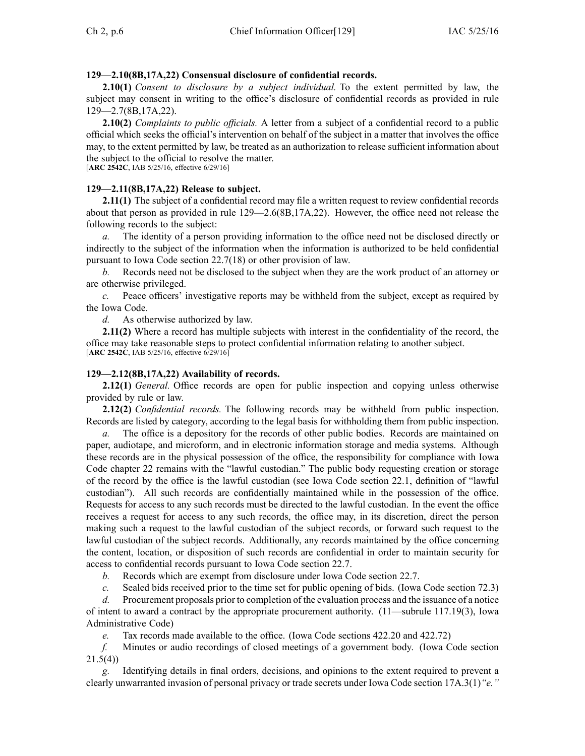**129—2.10(8B,17A,22) Consensual disclosure of confidential records.**

**2.10(1)** *Consent to disclosure by a subject individual.* To the extent permitted by law, the subject may consent in writing to the office's disclosure of confidential records as provided in rule 129—2.7(8B,17A,22).

**2.10(2)** *Complaints to public officials.* A letter from a subject of a confidential record to a public official which seeks the official's intervention on behalf of the subject in a matter that involves the office may, to the extent permitted by law, be treated as an authorization to release sufficient information about the subject to the official to resolve the matter.
[**ARC 2542C**, IAB 5/25/16, effective 6/29/16]

**129—2.11(8B,17A,22) Release to subject.**

**2.11(1)** The subject of a confidential record may file a written request to review confidential records about that person as provided in rule 129—2.6(8B,17A,22). However, the office need not release the following records to the subject:

*a.* The identity of a person providing information to the office need not be disclosed directly or indirectly to the subject of the information when the information is authorized to be held confidential pursuant to Iowa Code section 22.7(18) or other provision of law.

*b.* Records need not be disclosed to the subject when they are the work product of an attorney or are otherwise privileged.

*c.* Peace officers' investigative reports may be withheld from the subject, except as required by the Iowa Code.

*d.* As otherwise authorized by law.

**2.11(2)** Where a record has multiple subjects with interest in the confidentiality of the record, the office may take reasonable steps to protect confidential information relating to another subject.
[**ARC 2542C**, IAB 5/25/16, effective 6/29/16]

**129—2.12(8B,17A,22) Availability of records.**

**2.12(1)** *General.* Office records are open for public inspection and copying unless otherwise provided by rule or law.

**2.12(2)** *Confidential records.* The following records may be withheld from public inspection. Records are listed by category, according to the legal basis for withholding them from public inspection.

*a.* The office is a depository for the records of other public bodies. Records are maintained on paper, audiotape, and microform, and in electronic information storage and media systems. Although these records are in the physical possession of the office, the responsibility for compliance with Iowa Code chapter 22 remains with the "lawful custodian." The public body requesting creation or storage of the record by the office is the lawful custodian (see Iowa Code section 22.1, definition of "lawful custodian"). All such records are confidentially maintained while in the possession of the office. Requests for access to any such records must be directed to the lawful custodian. In the event the office receives a request for access to any such records, the office may, in its discretion, direct the person making such a request to the lawful custodian of the subject records, or forward such request to the lawful custodian of the subject records. Additionally, any records maintained by the office concerning the content, location, or disposition of such records are confidential in order to maintain security for access to confidential records pursuant to Iowa Code section 22.7.

*b.* Records which are exempt from disclosure under Iowa Code section 22.7.

*c.* Sealed bids received prior to the time set for public opening of bids. (Iowa Code section 72.3)

*d.* Procurement proposals prior to completion of the evaluation process and the issuance of a notice of intent to award a contract by the appropriate procurement authority. (11—subrule 117.19(3), Iowa Administrative Code)

*e.* Tax records made available to the office. (Iowa Code sections 422.20 and 422.72)

*f.* Minutes or audio recordings of closed meetings of a government body. (Iowa Code section 21.5(4))

*g.* Identifying details in final orders, decisions, and opinions to the extent required to prevent a clearly unwarranted invasion of personal privacy or trade secrets under Iowa Code section 17A.3(1)*"e."*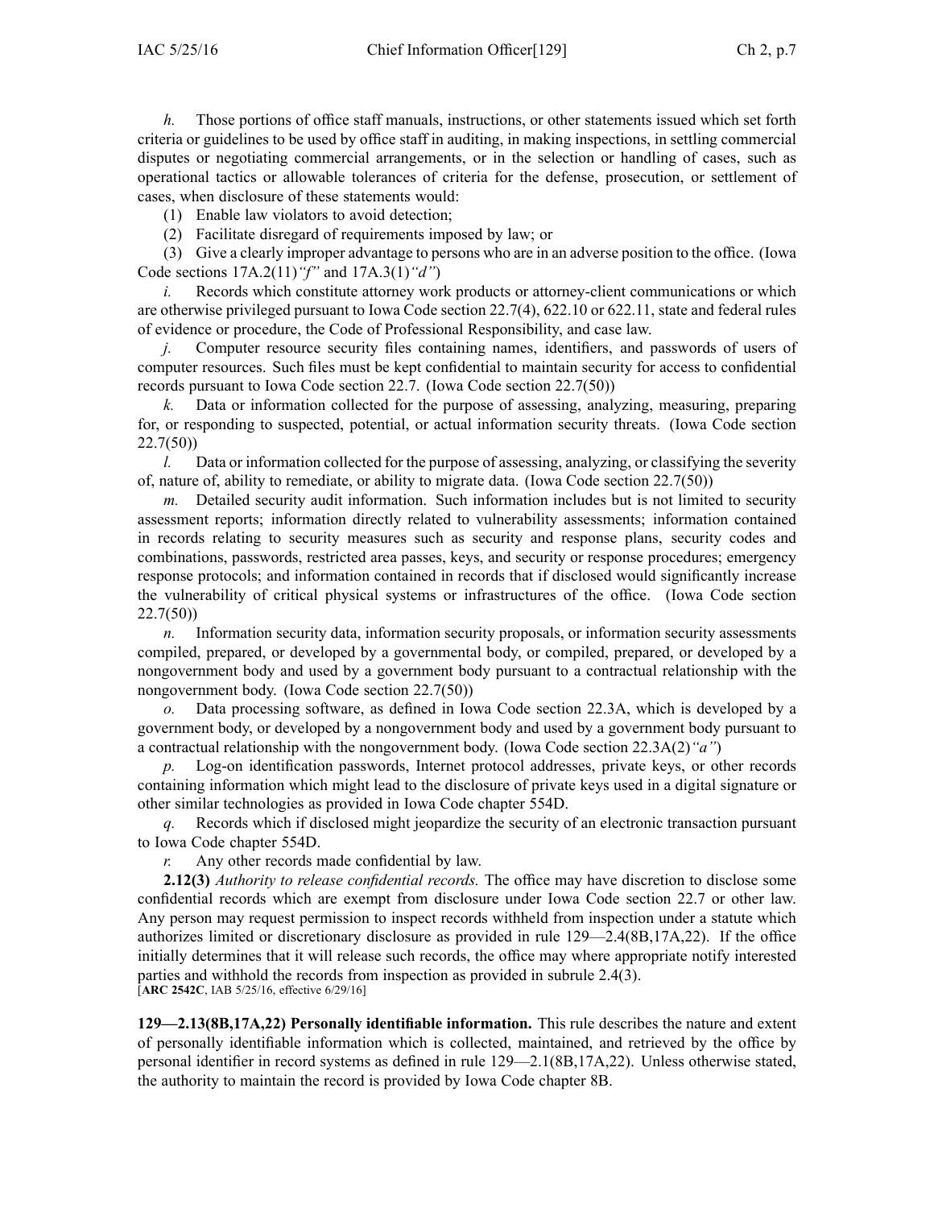*h.* Those portions of office staff manuals, instructions, or other statements issued which set forth criteria or guidelines to be used by office staff in auditing, in making inspections, in settling commercial disputes or negotiating commercial arrangements, or in the selection or handling of cases, such as operational tactics or allowable tolerances of criteria for the defense, prosecution, or settlement of cases, when disclosure of these statements would:

(1) Enable law violators to avoid detection;

(2) Facilitate disregard of requirements imposed by law; or

(3) Give a clearly improper advantage to persons who are in an adverse position to the office. (Iowa Code sections 17A.2(11)*"f"* and 17A.3(1)*"d"*)

*i.* Records which constitute attorney work products or attorney-client communications or which are otherwise privileged pursuant to Iowa Code section 22.7(4), 622.10 or 622.11, state and federal rules of evidence or procedure, the Code of Professional Responsibility, and case law.

*j.* Computer resource security files containing names, identifiers, and passwords of users of computer resources. Such files must be kept confidential to maintain security for access to confidential records pursuant to Iowa Code section 22.7. (Iowa Code section 22.7(50))

*k.* Data or information collected for the purpose of assessing, analyzing, measuring, preparing for, or responding to suspected, potential, or actual information security threats. (Iowa Code section 22.7(50))

*l.* Data or information collected for the purpose of assessing, analyzing, or classifying the severity of, nature of, ability to remediate, or ability to migrate data. (Iowa Code section 22.7(50))

*m.* Detailed security audit information. Such information includes but is not limited to security assessment reports; information directly related to vulnerability assessments; information contained in records relating to security measures such as security and response plans, security codes and combinations, passwords, restricted area passes, keys, and security or response procedures; emergency response protocols; and information contained in records that if disclosed would significantly increase the vulnerability of critical physical systems or infrastructures of the office. (Iowa Code section 22.7(50))

*n.* Information security data, information security proposals, or information security assessments compiled, prepared, or developed by a governmental body, or compiled, prepared, or developed by a nongovernment body and used by a government body pursuant to a contractual relationship with the nongovernment body. (Iowa Code section 22.7(50))

*o.* Data processing software, as defined in Iowa Code section 22.3A, which is developed by a government body, or developed by a nongovernment body and used by a government body pursuant to a contractual relationship with the nongovernment body. (Iowa Code section 22.3A(2)*"a"*)

*p.* Log-on identification passwords, Internet protocol addresses, private keys, or other records containing information which might lead to the disclosure of private keys used in a digital signature or other similar technologies as provided in Iowa Code chapter 554D.

*q.* Records which if disclosed might jeopardize the security of an electronic transaction pursuant to Iowa Code chapter 554D.

*r.* Any other records made confidential by law.

**2.12(3)** *Authority to release confidential records.* The office may have discretion to disclose some confidential records which are exempt from disclosure under Iowa Code section 22.7 or other law. Any person may request permission to inspect records withheld from inspection under a statute which authorizes limited or discretionary disclosure as provided in rule 129—2.4(8B,17A,22). If the office initially determines that it will release such records, the office may where appropriate notify interested parties and withhold the records from inspection as provided in subrule 2.4(3).

[**ARC 2542C**, IAB 5/25/16, effective 6/29/16]

**129—2.13(8B,17A,22) Personally identifiable information.** This rule describes the nature and extent of personally identifiable information which is collected, maintained, and retrieved by the office by personal identifier in record systems as defined in rule 129—2.1(8B,17A,22). Unless otherwise stated, the authority to maintain the record is provided by Iowa Code chapter 8B.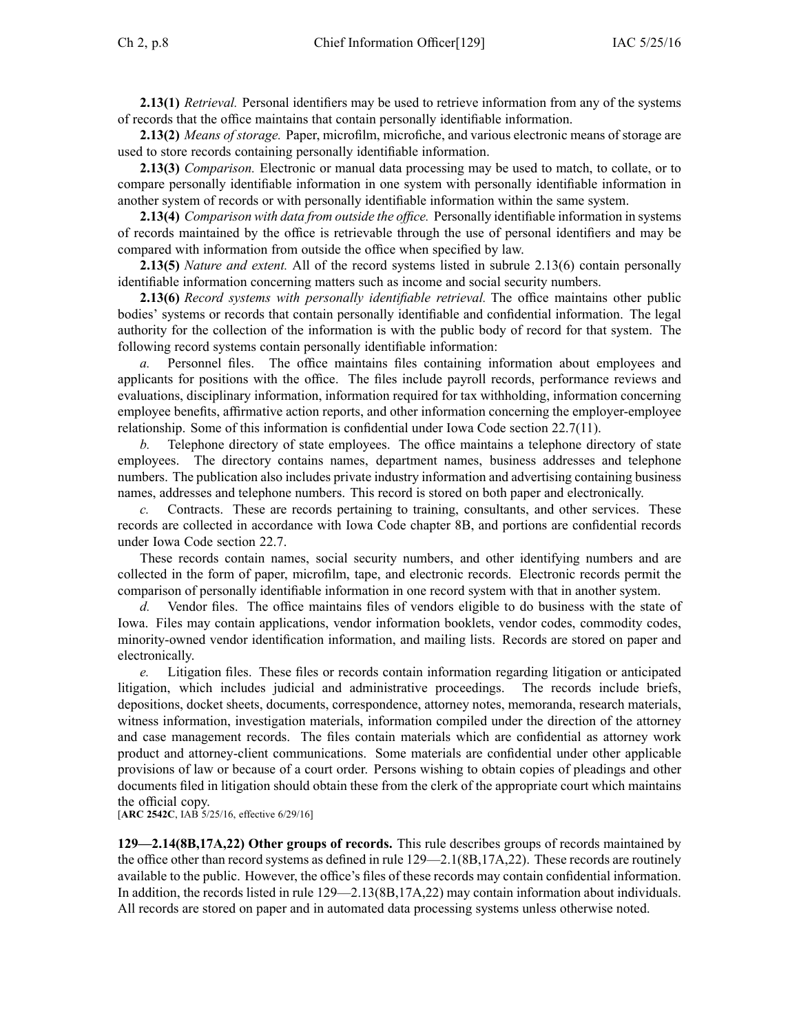**2.13(1)** *Retrieval.* Personal identifiers may be used to retrieve information from any of the systems of records that the office maintains that contain personally identifiable information.

**2.13(2)** *Means of storage.* Paper, microfilm, microfiche, and various electronic means of storage are used to store records containing personally identifiable information.

**2.13(3)** *Comparison.* Electronic or manual data processing may be used to match, to collate, or to compare personally identifiable information in one system with personally identifiable information in another system of records or with personally identifiable information within the same system.

**2.13(4)** *Comparison with data from outside the office.* Personally identifiable information in systems of records maintained by the office is retrievable through the use of personal identifiers and may be compared with information from outside the office when specified by law.

**2.13(5)** *Nature and extent.* All of the record systems listed in subrule 2.13(6) contain personally identifiable information concerning matters such as income and social security numbers.

**2.13(6)** *Record systems with personally identifiable retrieval.* The office maintains other public bodies' systems or records that contain personally identifiable and confidential information. The legal authority for the collection of the information is with the public body of record for that system. The following record systems contain personally identifiable information:

*a.* Personnel files. The office maintains files containing information about employees and applicants for positions with the office. The files include payroll records, performance reviews and evaluations, disciplinary information, information required for tax withholding, information concerning employee benefits, affirmative action reports, and other information concerning the employer-employee relationship. Some of this information is confidential under Iowa Code section 22.7(11).

*b.* Telephone directory of state employees. The office maintains a telephone directory of state employees. The directory contains names, department names, business addresses and telephone numbers. The publication also includes private industry information and advertising containing business names, addresses and telephone numbers. This record is stored on both paper and electronically.

*c.* Contracts. These are records pertaining to training, consultants, and other services. These records are collected in accordance with Iowa Code chapter 8B, and portions are confidential records under Iowa Code section 22.7.

These records contain names, social security numbers, and other identifying numbers and are collected in the form of paper, microfilm, tape, and electronic records. Electronic records permit the comparison of personally identifiable information in one record system with that in another system.

*d.* Vendor files. The office maintains files of vendors eligible to do business with the state of Iowa. Files may contain applications, vendor information booklets, vendor codes, commodity codes, minority-owned vendor identification information, and mailing lists. Records are stored on paper and electronically.

*e.* Litigation files. These files or records contain information regarding litigation or anticipated litigation, which includes judicial and administrative proceedings. The records include briefs, depositions, docket sheets, documents, correspondence, attorney notes, memoranda, research materials, witness information, investigation materials, information compiled under the direction of the attorney and case management records. The files contain materials which are confidential as attorney work product and attorney-client communications. Some materials are confidential under other applicable provisions of law or because of a court order. Persons wishing to obtain copies of pleadings and other documents filed in litigation should obtain these from the clerk of the appropriate court which maintains the official copy.

[**ARC 2542C**, IAB 5/25/16, effective 6/29/16]

**129—2.14(8B,17A,22) Other groups of records.** This rule describes groups of records maintained by the office other than record systems as defined in rule 129—2.1(8B,17A,22). These records are routinely available to the public. However, the office's files of these records may contain confidential information. In addition, the records listed in rule 129—2.13(8B,17A,22) may contain information about individuals. All records are stored on paper and in automated data processing systems unless otherwise noted.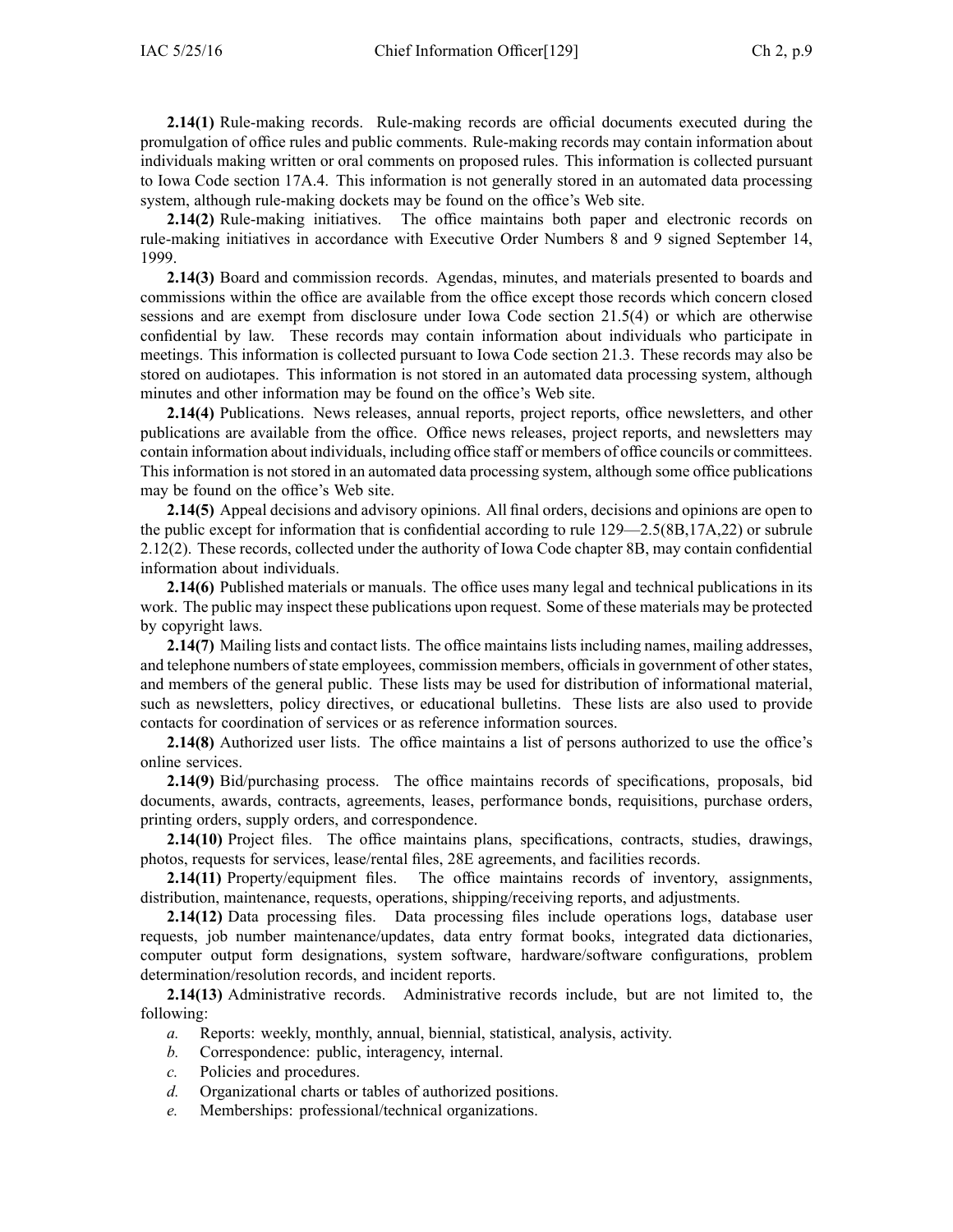**2.14(1)** Rule-making records. Rule-making records are official documents executed during the promulgation of office rules and public comments. Rule-making records may contain information about individuals making written or oral comments on proposed rules. This information is collected pursuant to Iowa Code section 17A.4. This information is not generally stored in an automated data processing system, although rule-making dockets may be found on the office's Web site.

**2.14(2)** Rule-making initiatives. The office maintains both paper and electronic records on rule-making initiatives in accordance with Executive Order Numbers 8 and 9 signed September 14, 1999.

**2.14(3)** Board and commission records. Agendas, minutes, and materials presented to boards and commissions within the office are available from the office except those records which concern closed sessions and are exempt from disclosure under Iowa Code section 21.5(4) or which are otherwise confidential by law. These records may contain information about individuals who participate in meetings. This information is collected pursuant to Iowa Code section 21.3. These records may also be stored on audiotapes. This information is not stored in an automated data processing system, although minutes and other information may be found on the office's Web site.

**2.14(4)** Publications. News releases, annual reports, project reports, office newsletters, and other publications are available from the office. Office news releases, project reports, and newsletters may contain information about individuals, including office staff or members of office councils or committees. This information is not stored in an automated data processing system, although some office publications may be found on the office's Web site.

**2.14(5)** Appeal decisions and advisory opinions. All final orders, decisions and opinions are open to the public except for information that is confidential according to rule 129—2.5(8B,17A,22) or subrule 2.12(2). These records, collected under the authority of Iowa Code chapter 8B, may contain confidential information about individuals.

**2.14(6)** Published materials or manuals. The office uses many legal and technical publications in its work. The public may inspect these publications upon request. Some of these materials may be protected by copyright laws.

**2.14(7)** Mailing lists and contact lists. The office maintains lists including names, mailing addresses, and telephone numbers of state employees, commission members, officials in government of other states, and members of the general public. These lists may be used for distribution of informational material, such as newsletters, policy directives, or educational bulletins. These lists are also used to provide contacts for coordination of services or as reference information sources.

**2.14(8)** Authorized user lists. The office maintains a list of persons authorized to use the office's online services.

**2.14(9)** Bid/purchasing process. The office maintains records of specifications, proposals, bid documents, awards, contracts, agreements, leases, performance bonds, requisitions, purchase orders, printing orders, supply orders, and correspondence.

**2.14(10)** Project files. The office maintains plans, specifications, contracts, studies, drawings, photos, requests for services, lease/rental files, 28E agreements, and facilities records.

**2.14(11)** Property/equipment files. The office maintains records of inventory, assignments, distribution, maintenance, requests, operations, shipping/receiving reports, and adjustments.

**2.14(12)** Data processing files. Data processing files include operations logs, database user requests, job number maintenance/updates, data entry format books, integrated data dictionaries, computer output form designations, system software, hardware/software configurations, problem determination/resolution records, and incident reports.

**2.14(13)** Administrative records. Administrative records include, but are not limited to, the following:

*a.* Reports: weekly, monthly, annual, biennial, statistical, analysis, activity.

*b.* Correspondence: public, interagency, internal.

*c.* Policies and procedures.

*d.* Organizational charts or tables of authorized positions.

*e.* Memberships: professional/technical organizations.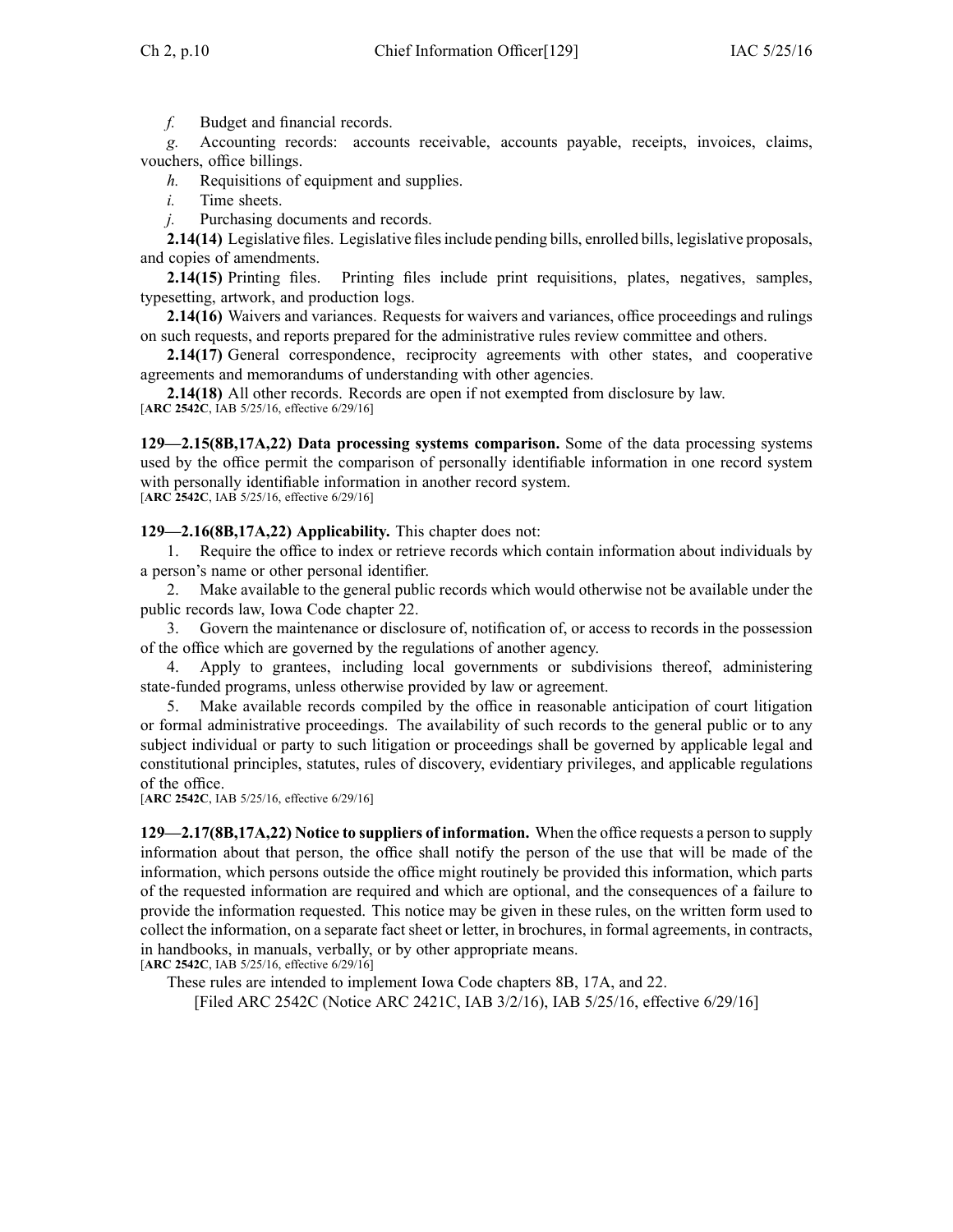*f.* Budget and financial records.

*g.* Accounting records: accounts receivable, accounts payable, receipts, invoices, claims, vouchers, office billings.

*h.* Requisitions of equipment and supplies.

*i.* Time sheets.

*j.* Purchasing documents and records.

**2.14(14)** Legislative files. Legislative files include pending bills, enrolled bills, legislative proposals, and copies of amendments.

**2.14(15)** Printing files. Printing files include print requisitions, plates, negatives, samples, typesetting, artwork, and production logs.

**2.14(16)** Waivers and variances. Requests for waivers and variances, office proceedings and rulings on such requests, and reports prepared for the administrative rules review committee and others.

**2.14(17)** General correspondence, reciprocity agreements with other states, and cooperative agreements and memorandums of understanding with other agencies.

**2.14(18)** All other records. Records are open if not exempted from disclosure by law.
[**ARC 2542C**, IAB 5/25/16, effective 6/29/16]

**129—2.15(8B,17A,22) Data processing systems comparison.** Some of the data processing systems used by the office permit the comparison of personally identifiable information in one record system with personally identifiable information in another record system.
[**ARC 2542C**, IAB 5/25/16, effective 6/29/16]

**129—2.16(8B,17A,22) Applicability.** This chapter does not:

1. Require the office to index or retrieve records which contain information about individuals by a person's name or other personal identifier.
2. Make available to the general public records which would otherwise not be available under the public records law, Iowa Code chapter 22.
3. Govern the maintenance or disclosure of, notification of, or access to records in the possession of the office which are governed by the regulations of another agency.
4. Apply to grantees, including local governments or subdivisions thereof, administering state-funded programs, unless otherwise provided by law or agreement.
5. Make available records compiled by the office in reasonable anticipation of court litigation or formal administrative proceedings. The availability of such records to the general public or to any subject individual or party to such litigation or proceedings shall be governed by applicable legal and constitutional principles, statutes, rules of discovery, evidentiary privileges, and applicable regulations of the office.

[**ARC 2542C**, IAB 5/25/16, effective 6/29/16]

**129—2.17(8B,17A,22) Notice to suppliers of information.** When the office requests a person to supply information about that person, the office shall notify the person of the use that will be made of the information, which persons outside the office might routinely be provided this information, which parts of the requested information are required and which are optional, and the consequences of a failure to provide the information requested. This notice may be given in these rules, on the written form used to collect the information, on a separate fact sheet or letter, in brochures, in formal agreements, in contracts, in handbooks, in manuals, verbally, or by other appropriate means.
[**ARC 2542C**, IAB 5/25/16, effective 6/29/16]

These rules are intended to implement Iowa Code chapters 8B, 17A, and 22.

[Filed ARC 2542C (Notice ARC 2421C, IAB 3/2/16), IAB 5/25/16, effective 6/29/16]